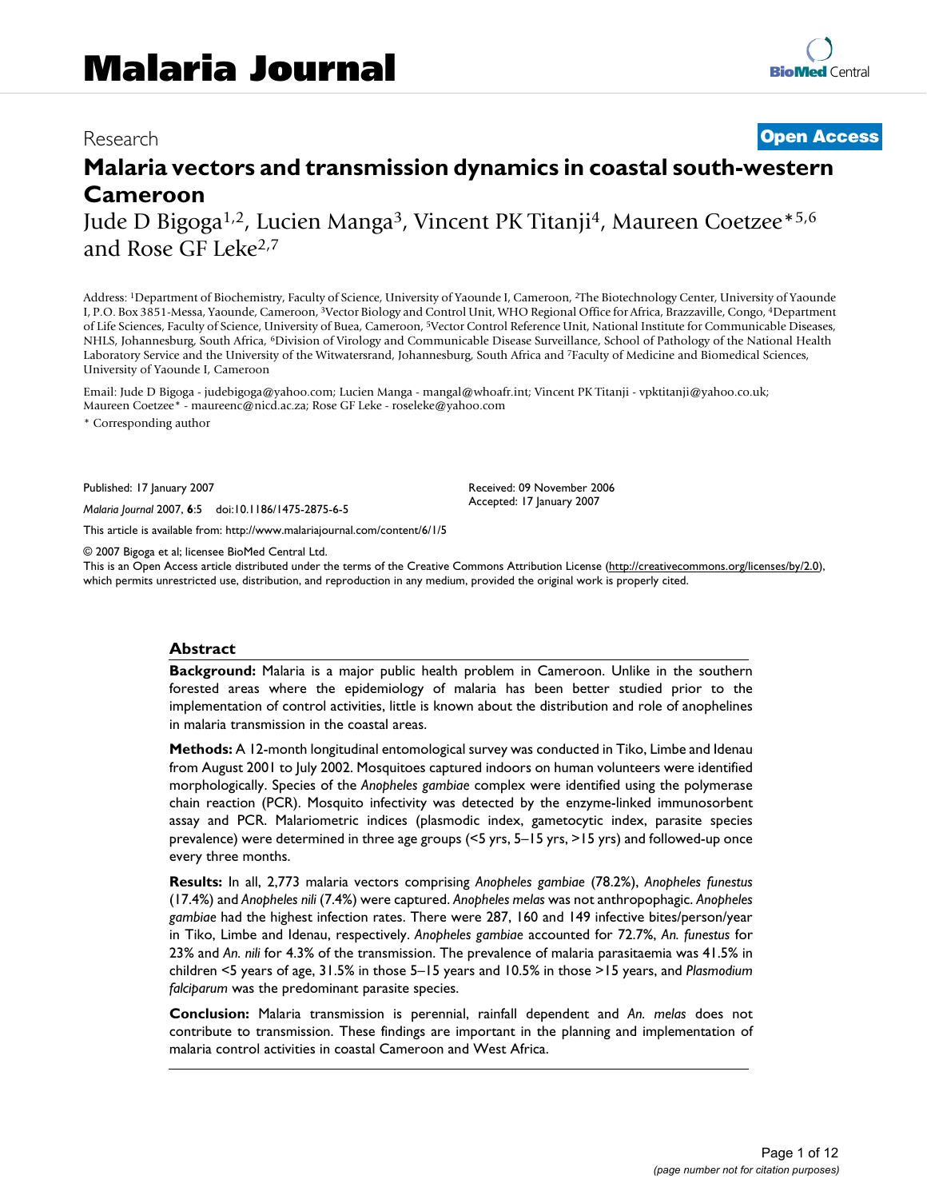# Malaria Journal

Research

**Open Access**

# Malaria vectors and transmission dynamics in coastal south-western Cameroon

Jude D Bigoga[1,2], Lucien Manga[3], Vincent PK Titanji[4], Maureen Coetzee*[5,6] and Rose GF Leke[2,7]

Address: [1]Department of Biochemistry, Faculty of Science, University of Yaounde I, Cameroon, [2]The Biotechnology Center, University of Yaounde I, P.O. Box 3851-Messa, Yaounde, Cameroon, [3]Vector Biology and Control Unit, WHO Regional Office for Africa, Brazzaville, Congo, [4]Department of Life Sciences, Faculty of Science, University of Buea, Cameroon, [5]Vector Control Reference Unit, National Institute for Communicable Diseases, NHLS, Johannesburg, South Africa, [6]Division of Virology and Communicable Disease Surveillance, School of Pathology of the National Health Laboratory Service and the University of the Witwatersrand, Johannesburg, South Africa and [7]Faculty of Medicine and Biomedical Sciences, University of Yaounde I, Cameroon

Email: Jude D Bigoga - judebigoga@yahoo.com; Lucien Manga - mangal@whoafr.int; Vincent PK Titanji - vpktitanji@yahoo.co.uk; Maureen Coetzee* - maureenc@nicd.ac.za; Rose GF Leke - roseleke@yahoo.com

\* Corresponding author

Published: 17 January 2007

*Malaria Journal* 2007, **6**:5 doi:10.1186/1475-2875-6-5

Received: 09 November 2006
Accepted: 17 January 2007

This article is available from: http://www.malariajournal.com/content/6/1/5

© 2007 Bigoga et al; licensee BioMed Central Ltd.
This is an Open Access article distributed under the terms of the Creative Commons Attribution License (http://creativecommons.org/licenses/by/2.0), which permits unrestricted use, distribution, and reproduction in any medium, provided the original work is properly cited.

## Abstract

**Background:** Malaria is a major public health problem in Cameroon. Unlike in the southern forested areas where the epidemiology of malaria has been better studied prior to the implementation of control activities, little is known about the distribution and role of anophelines in malaria transmission in the coastal areas.

**Methods:** A 12-month longitudinal entomological survey was conducted in Tiko, Limbe and Idenau from August 2001 to July 2002. Mosquitoes captured indoors on human volunteers were identified morphologically. Species of the *Anopheles gambiae* complex were identified using the polymerase chain reaction (PCR). Mosquito infectivity was detected by the enzyme-linked immunosorbent assay and PCR. Malariometric indices (plasmodic index, gametocytic index, parasite species prevalence) were determined in three age groups (<5 yrs, 5–15 yrs, >15 yrs) and followed-up once every three months.

**Results:** In all, 2,773 malaria vectors comprising *Anopheles gambiae* (78.2%), *Anopheles funestus* (17.4%) and *Anopheles nili* (7.4%) were captured. *Anopheles melas* was not anthropophagic. *Anopheles gambiae* had the highest infection rates. There were 287, 160 and 149 infective bites/person/year in Tiko, Limbe and Idenau, respectively. *Anopheles gambiae* accounted for 72.7%, *An. funestus* for 23% and *An. nili* for 4.3% of the transmission. The prevalence of malaria parasitaemia was 41.5% in children <5 years of age, 31.5% in those 5–15 years and 10.5% in those >15 years, and *Plasmodium falciparum* was the predominant parasite species.

**Conclusion:** Malaria transmission is perennial, rainfall dependent and *An. melas* does not contribute to transmission. These findings are important in the planning and implementation of malaria control activities in coastal Cameroon and West Africa.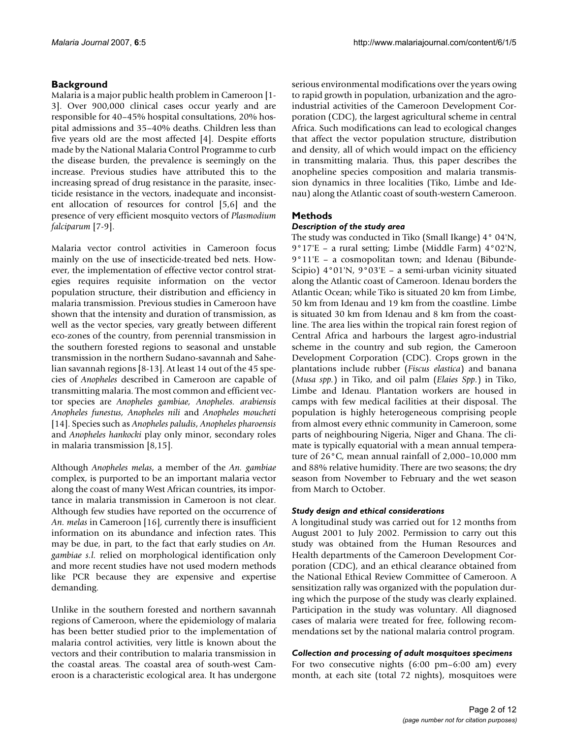## Background

Malaria is a major public health problem in Cameroon [1-3]. Over 900,000 clinical cases occur yearly and are responsible for 40–45% hospital consultations, 20% hospital admissions and 35–40% deaths. Children less than five years old are the most affected [4]. Despite efforts made by the National Malaria Control Programme to curb the disease burden, the prevalence is seemingly on the increase. Previous studies have attributed this to the increasing spread of drug resistance in the parasite, insecticide resistance in the vectors, inadequate and inconsistent allocation of resources for control [5,6] and the presence of very efficient mosquito vectors of *Plasmodium falciparum* [7-9].

Malaria vector control activities in Cameroon focus mainly on the use of insecticide-treated bed nets. However, the implementation of effective vector control strategies requires requisite information on the vector population structure, their distribution and efficiency in malaria transmission. Previous studies in Cameroon have shown that the intensity and duration of transmission, as well as the vector species, vary greatly between different eco-zones of the country, from perennial transmission in the southern forested regions to seasonal and unstable transmission in the northern Sudano-savannah and Sahelian savannah regions [8-13]. At least 14 out of the 45 species of *Anopheles* described in Cameroon are capable of transmitting malaria. The most common and efficient vector species are *Anopheles gambiae*, *Anopheles. arabiensis Anopheles funestus*, *Anopheles nili* and *Anopheles moucheti* [14]. Species such as *Anopheles paludis*, *Anopheles pharoensis* and *Anopheles hankocki* play only minor, secondary roles in malaria transmission [8,15].

Although *Anopheles melas*, a member of the *An. gambiae* complex, is purported to be an important malaria vector along the coast of many West African countries, its importance in malaria transmission in Cameroon is not clear. Although few studies have reported on the occurrence of *An. melas* in Cameroon [16], currently there is insufficient information on its abundance and infection rates. This may be due, in part, to the fact that early studies on *An. gambiae s.l.* relied on morphological identification only and more recent studies have not used modern methods like PCR because they are expensive and expertise demanding.

Unlike in the southern forested and northern savannah regions of Cameroon, where the epidemiology of malaria has been better studied prior to the implementation of malaria control activities, very little is known about the vectors and their contribution to malaria transmission in the coastal areas. The coastal area of south-west Cameroon is a characteristic ecological area. It has undergone serious environmental modifications over the years owing to rapid growth in population, urbanization and the agro-industrial activities of the Cameroon Development Corporation (CDC), the largest agricultural scheme in central Africa. Such modifications can lead to ecological changes that affect the vector population structure, distribution and density, all of which would impact on the efficiency in transmitting malaria. Thus, this paper describes the anopheline species composition and malaria transmission dynamics in three localities (Tiko, Limbe and Idenau) along the Atlantic coast of south-western Cameroon.

## Methods

### *Description of the study area*

The study was conducted in Tiko (Small Ikange) 4° 04'N, 9°17'E – a rural setting; Limbe (Middle Farm) 4°02'N, 9°11'E – a cosmopolitan town; and Idenau (Bibunde-Scipio) 4°01'N, 9°03'E – a semi-urban vicinity situated along the Atlantic coast of Cameroon. Idenau borders the Atlantic Ocean; while Tiko is situated 20 km from Limbe, 50 km from Idenau and 19 km from the coastline. Limbe is situated 30 km from Idenau and 8 km from the coastline. The area lies within the tropical rain forest region of Central Africa and harbours the largest agro-industrial scheme in the country and sub region, the Cameroon Development Corporation (CDC). Crops grown in the plantations include rubber (*Fiscus elastica*) and banana (*Musa spp.*) in Tiko, and oil palm (*Elaies Spp.*) in Tiko, Limbe and Idenau. Plantation workers are housed in camps with few medical facilities at their disposal. The population is highly heterogeneous comprising people from almost every ethnic community in Cameroon, some parts of neighbouring Nigeria, Niger and Ghana. The climate is typically equatorial with a mean annual temperature of 26°C, mean annual rainfall of 2,000–10,000 mm and 88% relative humidity. There are two seasons; the dry season from November to February and the wet season from March to October.

### *Study design and ethical considerations*

A longitudinal study was carried out for 12 months from August 2001 to July 2002. Permission to carry out this study was obtained from the Human Resources and Health departments of the Cameroon Development Corporation (CDC), and an ethical clearance obtained from the National Ethical Review Committee of Cameroon. A sensitization rally was organized with the population during which the purpose of the study was clearly explained. Participation in the study was voluntary. All diagnosed cases of malaria were treated for free, following recommendations set by the national malaria control program.

### *Collection and processing of adult mosquitoes specimens*

For two consecutive nights (6:00 pm–6:00 am) every month, at each site (total 72 nights), mosquitoes were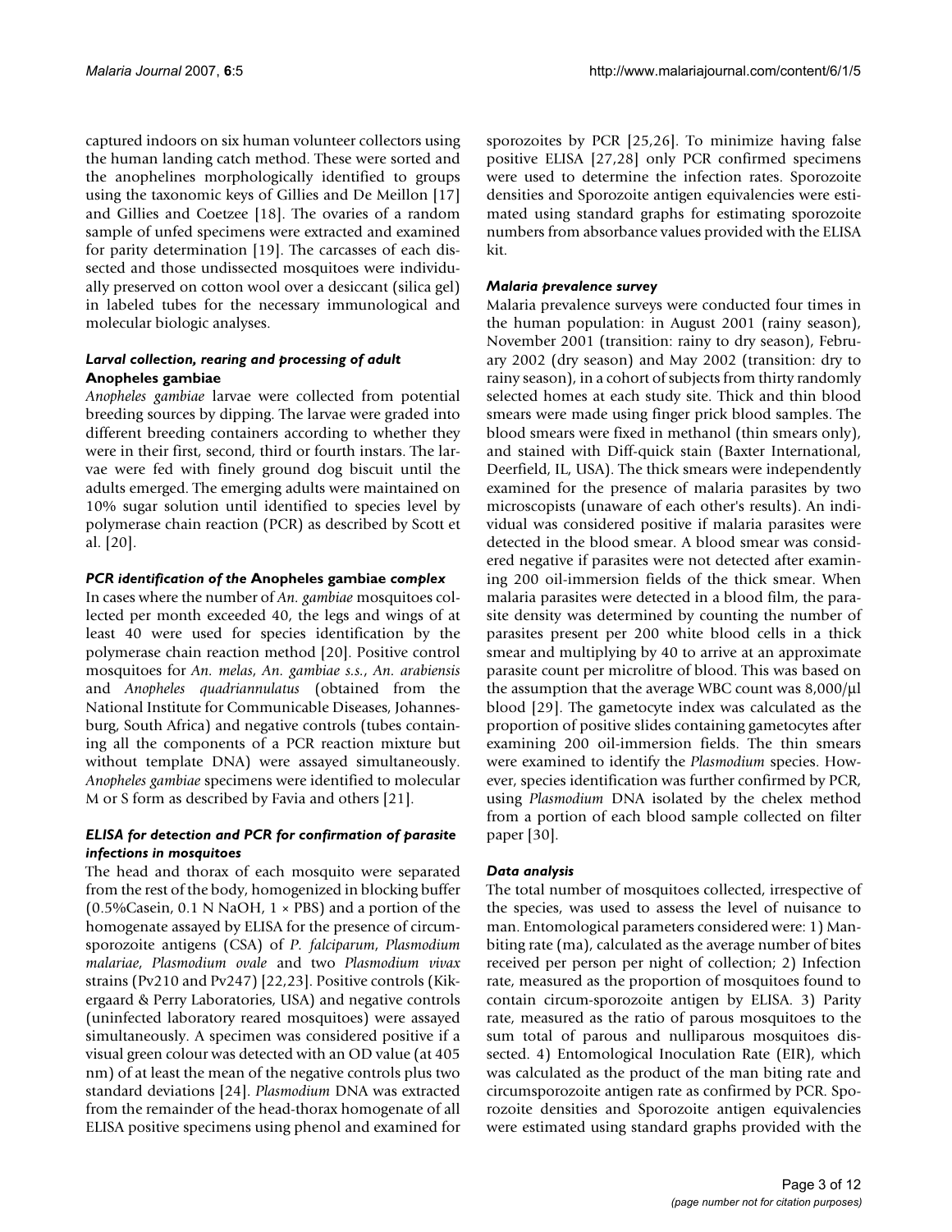captured indoors on six human volunteer collectors using the human landing catch method. These were sorted and the anophelines morphologically identified to groups using the taxonomic keys of Gillies and De Meillon [17] and Gillies and Coetzee [18]. The ovaries of a random sample of unfed specimens were extracted and examined for parity determination [19]. The carcasses of each dissected and those undissected mosquitoes were individually preserved on cotton wool over a desiccant (silica gel) in labeled tubes for the necessary immunological and molecular biologic analyses.

### *Larval collection, rearing and processing of adult* Anopheles gambiae

*Anopheles gambiae* larvae were collected from potential breeding sources by dipping. The larvae were graded into different breeding containers according to whether they were in their first, second, third or fourth instars. The larvae were fed with finely ground dog biscuit until the adults emerged. The emerging adults were maintained on 10% sugar solution until identified to species level by polymerase chain reaction (PCR) as described by Scott et al. [20].

### *PCR identification of the* Anopheles gambiae *complex*

In cases where the number of *An. gambiae* mosquitoes collected per month exceeded 40, the legs and wings of at least 40 were used for species identification by the polymerase chain reaction method [20]. Positive control mosquitoes for *An. melas*, *An. gambiae s.s.*, *An. arabiensis* and *Anopheles quadriannulatus* (obtained from the National Institute for Communicable Diseases, Johannesburg, South Africa) and negative controls (tubes containing all the components of a PCR reaction mixture but without template DNA) were assayed simultaneously. *Anopheles gambiae* specimens were identified to molecular M or S form as described by Favia and others [21].

### *ELISA for detection and PCR for confirmation of parasite infections in mosquitoes*

The head and thorax of each mosquito were separated from the rest of the body, homogenized in blocking buffer (0.5%Casein, 0.1 N NaOH, 1 × PBS) and a portion of the homogenate assayed by ELISA for the presence of circum-sporozoite antigens (CSA) of *P. falciparum*, *Plasmodium malariae*, *Plasmodium ovale* and two *Plasmodium vivax* strains (Pv210 and Pv247) [22,23]. Positive controls (Kikergaard & Perry Laboratories, USA) and negative controls (uninfected laboratory reared mosquitoes) were assayed simultaneously. A specimen was considered positive if a visual green colour was detected with an OD value (at 405 nm) of at least the mean of the negative controls plus two standard deviations [24]. *Plasmodium* DNA was extracted from the remainder of the head-thorax homogenate of all ELISA positive specimens using phenol and examined for sporozoites by PCR [25,26]. To minimize having false positive ELISA [27,28] only PCR confirmed specimens were used to determine the infection rates. Sporozoite densities and Sporozoite antigen equivalencies were estimated using standard graphs for estimating sporozoite numbers from absorbance values provided with the ELISA kit.

### *Malaria prevalence survey*

Malaria prevalence surveys were conducted four times in the human population: in August 2001 (rainy season), November 2001 (transition: rainy to dry season), February 2002 (dry season) and May 2002 (transition: dry to rainy season), in a cohort of subjects from thirty randomly selected homes at each study site. Thick and thin blood smears were made using finger prick blood samples. The blood smears were fixed in methanol (thin smears only), and stained with Diff-quick stain (Baxter International, Deerfield, IL, USA). The thick smears were independently examined for the presence of malaria parasites by two microscopists (unaware of each other's results). An individual was considered positive if malaria parasites were detected in the blood smear. A blood smear was considered negative if parasites were not detected after examining 200 oil-immersion fields of the thick smear. When malaria parasites were detected in a blood film, the parasite density was determined by counting the number of parasites present per 200 white blood cells in a thick smear and multiplying by 40 to arrive at an approximate parasite count per microlitre of blood. This was based on the assumption that the average WBC count was 8,000/μl blood [29]. The gametocyte index was calculated as the proportion of positive slides containing gametocytes after examining 200 oil-immersion fields. The thin smears were examined to identify the *Plasmodium* species. However, species identification was further confirmed by PCR, using *Plasmodium* DNA isolated by the chelex method from a portion of each blood sample collected on filter paper [30].

### *Data analysis*

The total number of mosquitoes collected, irrespective of the species, was used to assess the level of nuisance to man. Entomological parameters considered were: 1) Man-biting rate (ma), calculated as the average number of bites received per person per night of collection; 2) Infection rate, measured as the proportion of mosquitoes found to contain circum-sporozoite antigen by ELISA. 3) Parity rate, measured as the ratio of parous mosquitoes to the sum total of parous and nulliparous mosquitoes dissected. 4) Entomological Inoculation Rate (EIR), which was calculated as the product of the man biting rate and circumsporozoite antigen rate as confirmed by PCR. Sporozoite densities and Sporozoite antigen equivalencies were estimated using standard graphs provided with the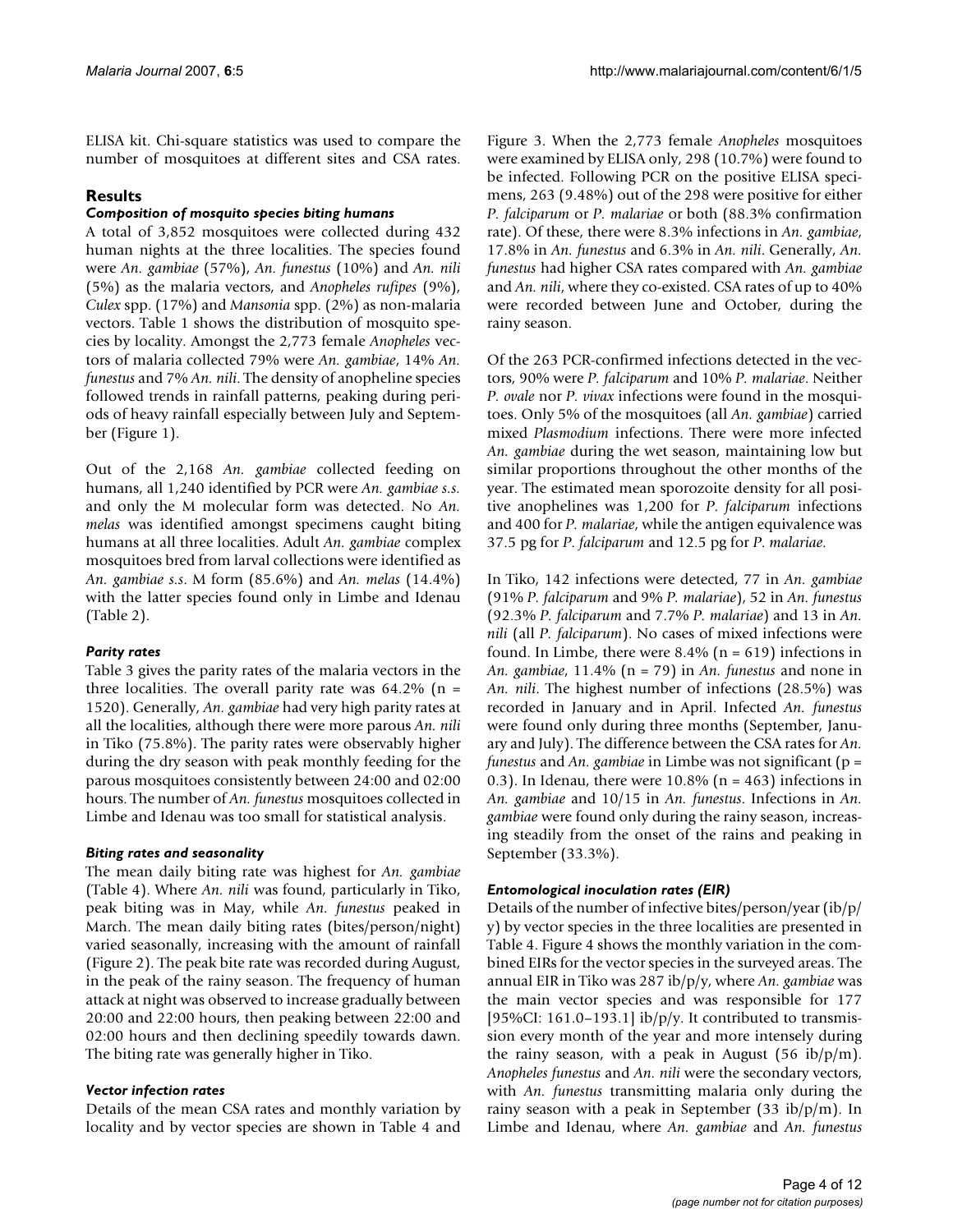ELISA kit. Chi-square statistics was used to compare the number of mosquitoes at different sites and CSA rates.

## Results

### *Composition of mosquito species biting humans*

A total of 3,852 mosquitoes were collected during 432 human nights at the three localities. The species found were *An. gambiae* (57%), *An. funestus* (10%) and *An. nili* (5%) as the malaria vectors, and *Anopheles rufipes* (9%), *Culex* spp. (17%) and *Mansonia* spp. (2%) as non-malaria vectors. Table 1 shows the distribution of mosquito species by locality. Amongst the 2,773 female *Anopheles* vectors of malaria collected 79% were *An. gambiae*, 14% *An. funestus* and 7% *An. nili*. The density of anopheline species followed trends in rainfall patterns, peaking during periods of heavy rainfall especially between July and September (Figure 1).

Out of the 2,168 *An. gambiae* collected feeding on humans, all 1,240 identified by PCR were *An. gambiae s.s.* and only the M molecular form was detected. No *An. melas* was identified amongst specimens caught biting humans at all three localities. Adult *An. gambiae* complex mosquitoes bred from larval collections were identified as *An. gambiae s.s.* M form (85.6%) and *An. melas* (14.4%) with the latter species found only in Limbe and Idenau (Table 2).

### *Parity rates*

Table 3 gives the parity rates of the malaria vectors in the three localities. The overall parity rate was 64.2% (n = 1520). Generally, *An. gambiae* had very high parity rates at all the localities, although there were more parous *An. nili* in Tiko (75.8%). The parity rates were observably higher during the dry season with peak monthly feeding for the parous mosquitoes consistently between 24:00 and 02:00 hours. The number of *An. funestus* mosquitoes collected in Limbe and Idenau was too small for statistical analysis.

### *Biting rates and seasonality*

The mean daily biting rate was highest for *An. gambiae* (Table 4). Where *An. nili* was found, particularly in Tiko, peak biting was in May, while *An. funestus* peaked in March. The mean daily biting rates (bites/person/night) varied seasonally, increasing with the amount of rainfall (Figure 2). The peak bite rate was recorded during August, in the peak of the rainy season. The frequency of human attack at night was observed to increase gradually between 20:00 and 22:00 hours, then peaking between 22:00 and 02:00 hours and then declining speedily towards dawn. The biting rate was generally higher in Tiko.

### *Vector infection rates*

Details of the mean CSA rates and monthly variation by locality and by vector species are shown in Table 4 and Figure 3. When the 2,773 female *Anopheles* mosquitoes were examined by ELISA only, 298 (10.7%) were found to be infected. Following PCR on the positive ELISA specimens, 263 (9.48%) out of the 298 were positive for either *P. falciparum* or *P. malariae* or both (88.3% confirmation rate). Of these, there were 8.3% infections in *An. gambiae*, 17.8% in *An. funestus* and 6.3% in *An. nili*. Generally, *An. funestus* had higher CSA rates compared with *An. gambiae* and *An. nili*, where they co-existed. CSA rates of up to 40% were recorded between June and October, during the rainy season.

Of the 263 PCR-confirmed infections detected in the vectors, 90% were *P. falciparum* and 10% *P. malariae*. Neither *P. ovale* nor *P. vivax* infections were found in the mosquitoes. Only 5% of the mosquitoes (all *An. gambiae*) carried mixed *Plasmodium* infections. There were more infected *An. gambiae* during the wet season, maintaining low but similar proportions throughout the other months of the year. The estimated mean sporozoite density for all positive anophelines was 1,200 for *P. falciparum* infections and 400 for *P. malariae*, while the antigen equivalence was 37.5 pg for *P. falciparum* and 12.5 pg for *P. malariae*.

In Tiko, 142 infections were detected, 77 in *An. gambiae* (91% *P. falciparum* and 9% *P. malariae*), 52 in *An. funestus* (92.3% *P. falciparum* and 7.7% *P. malariae*) and 13 in *An. nili* (all *P. falciparum*). No cases of mixed infections were found. In Limbe, there were 8.4% (n = 619) infections in *An. gambiae*, 11.4% (n = 79) in *An. funestus* and none in *An. nili*. The highest number of infections (28.5%) was recorded in January and in April. Infected *An. funestus* were found only during three months (September, January and July). The difference between the CSA rates for *An. funestus* and *An. gambiae* in Limbe was not significant ($p = 0.3$). In Idenau, there were 10.8% (n = 463) infections in *An. gambiae* and 10/15 in *An. funestus*. Infections in *An. gambiae* were found only during the rainy season, increasing steadily from the onset of the rains and peaking in September (33.3%).

### *Entomological inoculation rates (EIR)*

Details of the number of infective bites/person/year (ib/p/y) by vector species in the three localities are presented in Table 4. Figure 4 shows the monthly variation in the combined EIRs for the vector species in the surveyed areas. The annual EIR in Tiko was 287 ib/p/y, where *An. gambiae* was the main vector species and was responsible for 177 [95%CI: 161.0–193.1] ib/p/y. It contributed to transmission every month of the year and more intensely during the rainy season, with a peak in August (56 ib/p/m). *Anopheles funestus* and *An. nili* were the secondary vectors, with *An. funestus* transmitting malaria only during the rainy season with a peak in September (33 ib/p/m). In Limbe and Idenau, where *An. gambiae* and *An. funestus*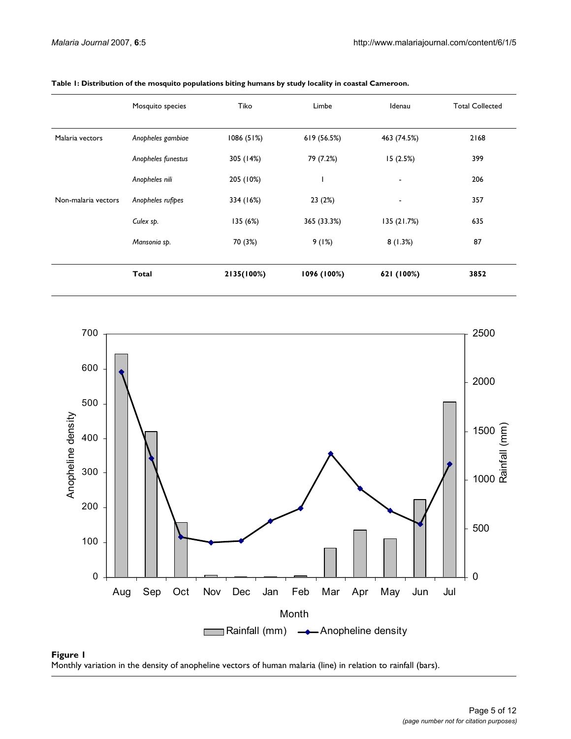**Table 1: Distribution of the mosquito populations biting humans by study locality in coastal Cameroon.**

| | Mosquito species | Tiko | Limbe | Idenau | Total Collected |
|---|---|---|---|---|---|
| Malaria vectors | *Anopheles gambiae* | 1086 (51%) | 619 (56.5%) | 463 (74.5%) | 2168 |
| | *Anopheles funestus* | 305 (14%) | 79 (7.2%) | 15 (2.5%) | 399 |
| | *Anopheles nili* | 205 (10%) | 1 | - | 206 |
| Non-malaria vectors | *Anopheles rufipes* | 334 (16%) | 23 (2%) | - | 357 |
| | *Culex sp.* | 135 (6%) | 365 (33.3%) | 135 (21.7%) | 635 |
| | *Mansonia sp.* | 70 (3%) | 9 (1%) | 8 (1.3%) | 87 |
| | **Total** | **2135(100%)** | **1096 (100%)** | **621 (100%)** | **3852** |

**Figure 1**

Monthly variation in the density of anopheline vectors of human malaria (line) in relation to rainfall (bars).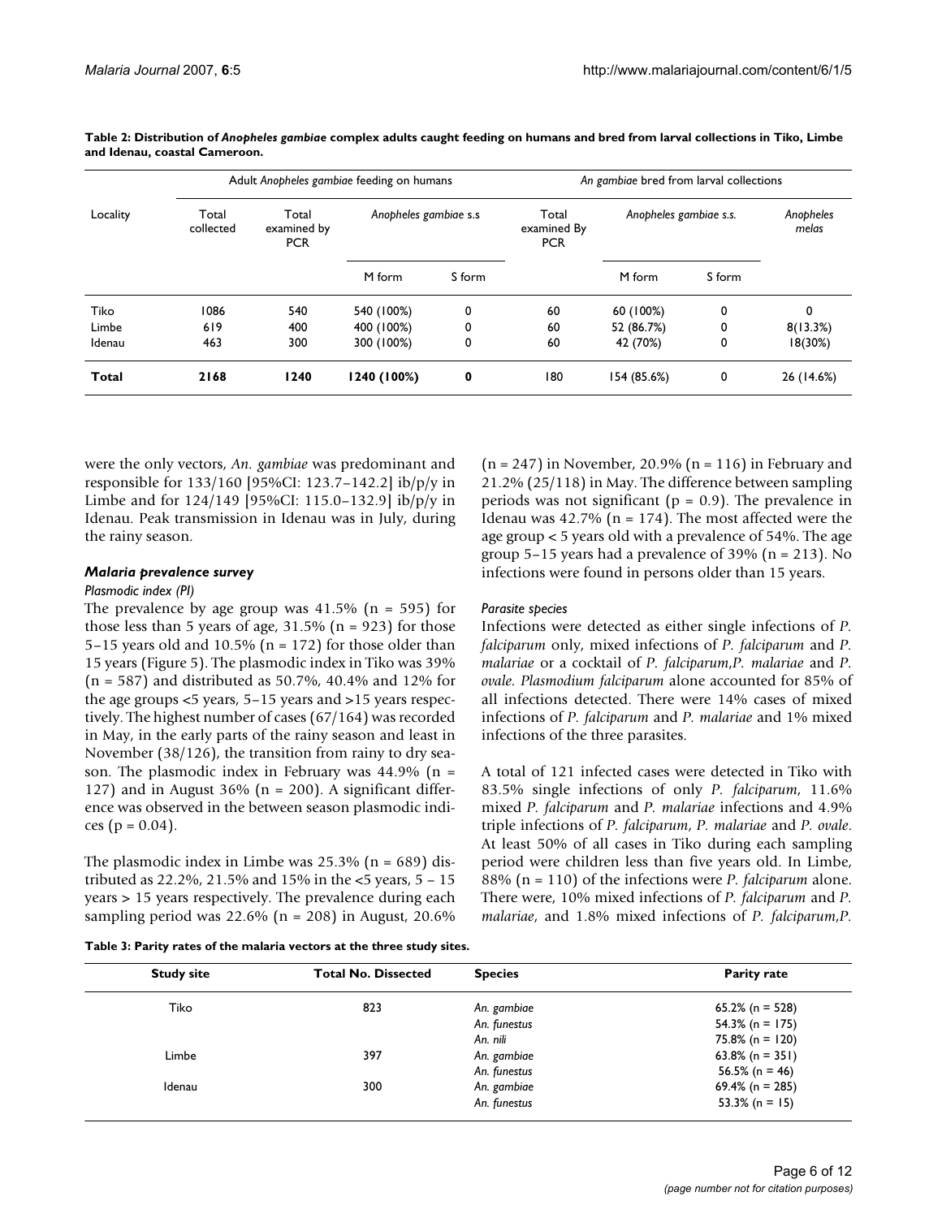**Table 2: Distribution of *Anopheles gambiae* complex adults caught feeding on humans and bred from larval collections in Tiko, Limbe and Idenau, coastal Cameroon.**

| Locality | Adult *Anopheles gambiae* feeding on humans | | | | *An gambiae* bred from larval collections | | | |
|---|---|---|---|---|---|---|---|---|
| | Total collected | Total examined by PCR | *Anopheles gambiae s.s* | | Total examined By PCR | *Anopheles gambiae s.s.* | | *Anopheles melas* |
| | | | M form | S form | | M form | S form | |
| Tiko | 1086 | 540 | 540 (100%) | 0 | 60 | 60 (100%) | 0 | 0 |
| Limbe | 619 | 400 | 400 (100%) | 0 | 60 | 52 (86.7%) | 0 | 8(13.3%) |
| Idenau | 463 | 300 | 300 (100%) | 0 | 60 | 42 (70%) | 0 | 18(30%) |
| **Total** | **2168** | **1240** | **1240 (100%)** | **0** | 180 | 154 (85.6%) | 0 | 26 (14.6%) |

were the only vectors, *An. gambiae* was predominant and responsible for 133/160 [95%CI: 123.7–142.2] ib/p/y in Limbe and for 124/149 [95%CI: 115.0–132.9] ib/p/y in Idenau. Peak transmission in Idenau was in July, during the rainy season.

### *Malaria prevalence survey*

#### *Plasmodic index (PI)*

The prevalence by age group was 41.5% (n = 595) for those less than 5 years of age, 31.5% (n = 923) for those 5–15 years old and 10.5% (n = 172) for those older than 15 years (Figure 5). The plasmodic index in Tiko was 39% (n = 587) and distributed as 50.7%, 40.4% and 12% for the age groups <5 years, 5–15 years and >15 years respectively. The highest number of cases (67/164) was recorded in May, in the early parts of the rainy season and least in November (38/126), the transition from rainy to dry season. The plasmodic index in February was 44.9% (n = 127) and in August 36% (n = 200). A significant difference was observed in the between season plasmodic indices ($p = 0.04$).

The plasmodic index in Limbe was 25.3% (n = 689) distributed as 22.2%, 21.5% and 15% in the <5 years, 5 – 15 years > 15 years respectively. The prevalence during each sampling period was 22.6% (n = 208) in August, 20.6% (n = 247) in November, 20.9% (n = 116) in February and 21.2% (25/118) in May. The difference between sampling periods was not significant ($p = 0.9$). The prevalence in Idenau was 42.7% (n = 174). The most affected were the age group < 5 years old with a prevalence of 54%. The age group 5–15 years had a prevalence of 39% (n = 213). No infections were found in persons older than 15 years.

#### *Parasite species*

Infections were detected as either single infections of *P. falciparum* only, mixed infections of *P. falciparum* and *P. malariae* or a cocktail of *P. falciparum*,*P. malariae* and *P. ovale*. *Plasmodium falciparum* alone accounted for 85% of all infections detected. There were 14% cases of mixed infections of *P. falciparum* and *P. malariae* and 1% mixed infections of the three parasites.

A total of 121 infected cases were detected in Tiko with 83.5% single infections of only *P. falciparum*, 11.6% mixed *P. falciparum* and *P. malariae* infections and 4.9% triple infections of *P. falciparum*, *P. malariae* and *P. ovale*. At least 50% of all cases in Tiko during each sampling period were children less than five years old. In Limbe, 88% (n = 110) of the infections were *P. falciparum* alone. There were, 10% mixed infections of *P. falciparum* and *P. malariae*, and 1.8% mixed infections of *P. falciparum*,*P.*

**Table 3: Parity rates of the malaria vectors at the three study sites.**

| Study site | Total No. Dissected | Species | Parity rate |
|---|---|---|---|
| Tiko | 823 | *An. gambiae* | 65.2% (n = 528) |
| | | *An. funestus* | 54.3% (n = 175) |
| | | *An. nili* | 75.8% (n = 120) |
| Limbe | 397 | *An. gambiae* | 63.8% (n = 351) |
| | | *An. funestus* | 56.5% (n = 46) |
| Idenau | 300 | *An. gambiae* | 69.4% (n = 285) |
| | | *An. funestus* | 53.3% (n = 15) |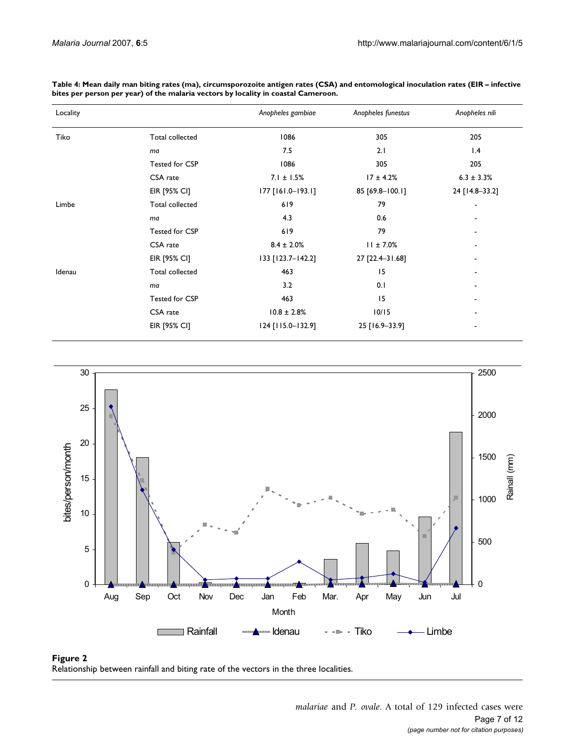**Table 4: Mean daily man biting rates (ma), circumsporozoite antigen rates (CSA) and entomological inoculation rates (EIR – infective bites per person per year) of the malaria vectors by locality in coastal Cameroon.**

| Locality | | *Anopheles gambiae* | *Anopheles funestus* | *Anopheles nili* |
|---|---|---|---|---|
| Tiko | Total collected | 1086 | 305 | 205 |
| | *ma* | 7.5 | 2.1 | 1.4 |
| | Tested for CSP | 1086 | 305 | 205 |
| | CSA rate | 7.1 ± 1.5% | 17 ± 4.2% | 6.3 ± 3.3% |
| | EIR [95% CI] | 177 [161.0–193.1] | 85 [69.8–100.1] | 24 [14.8–33.2] |
| Limbe | Total collected | 619 | 79 | - |
| | *ma* | 4.3 | 0.6 | - |
| | Tested for CSP | 619 | 79 | - |
| | CSA rate | 8.4 ± 2.0% | 11 ± 7.0% | - |
| | EIR [95% CI] | 133 [123.7–142.2] | 27 [22.4–31.68] | - |
| Idenau | Total collected | 463 | 15 | - |
| | *ma* | 3.2 | 0.1 | - |
| | Tested for CSP | 463 | 15 | - |
| | CSA rate | 10.8 ± 2.8% | 10/15 | - |
| | EIR [95% CI] | 124 [115.0–132.9] | 25 [16.9–33.9] | - |

**Figure 2**
Relationship between rainfall and biting rate of the vectors in the three localities.

*malariae* and *P. ovale*. A total of 129 infected cases were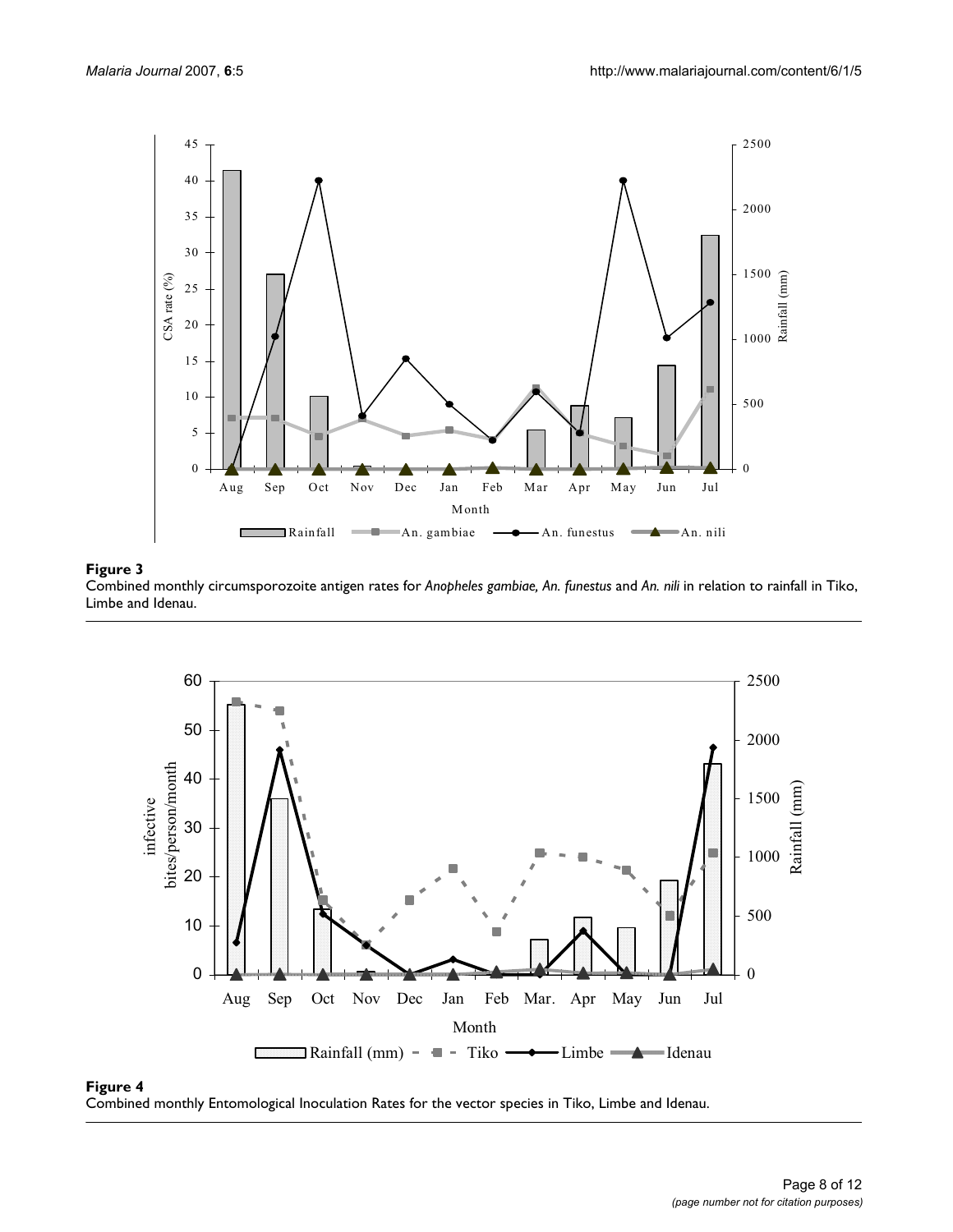**Figure 3**
Combined monthly circumsporozoite antigen rates for *Anopheles gambiae, An. funestus* and *An. nili* in relation to rainfall in Tiko, Limbe and Idenau.

**Figure 4**
Combined monthly Entomological Inoculation Rates for the vector species in Tiko, Limbe and Idenau.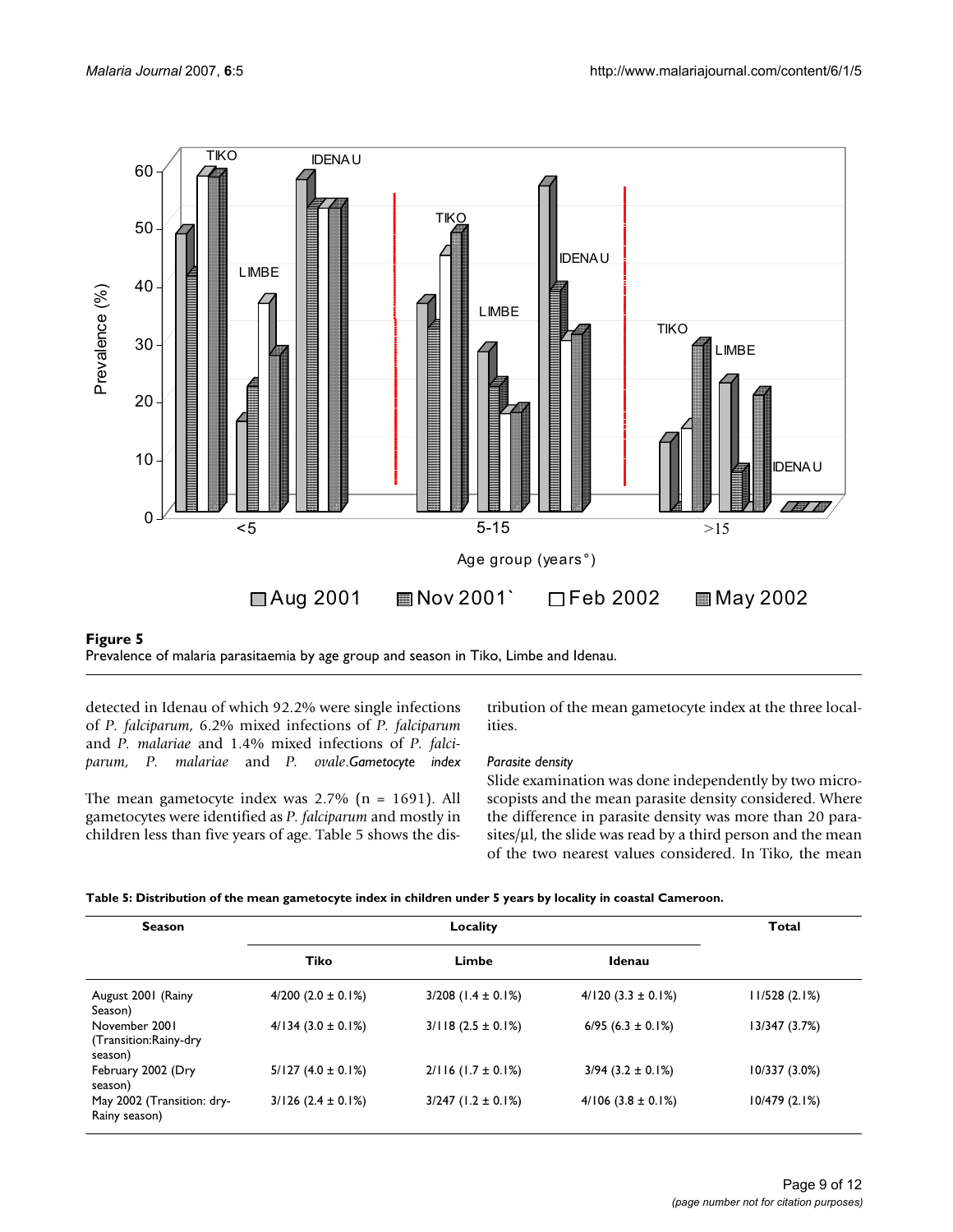**Figure 5**
Prevalence of malaria parasitaemia by age group and season in Tiko, Limbe and Idenau.

detected in Idenau of which 92.2% were single infections of *P. falciparum*, 6.2% mixed infections of *P. falciparum* and *P. malariae* and 1.4% mixed infections of *P. falciparum*, *P. malariae* and *P. ovale*.

*Gametocyte index*

The mean gametocyte index was 2.7% (n = 1691). All gametocytes were identified as *P. falciparum* and mostly in children less than five years of age. Table 5 shows the distribution of the mean gametocyte index at the three localities.

*Parasite density*

Slide examination was done independently by two microscopists and the mean parasite density considered. Where the difference in parasite density was more than 20 parasites/μl, the slide was read by a third person and the mean of the two nearest values considered. In Tiko, the mean

**Table 5: Distribution of the mean gametocyte index in children under 5 years by locality in coastal Cameroon.**

| Season | Locality | | | Total |
|---|---|---|---|---|
| | Tiko | Limbe | Idenau | |
| August 2001 (Rainy Season) | 4/200 (2.0 ± 0.1%) | 3/208 (1.4 ± 0.1%) | 4/120 (3.3 ± 0.1%) | 11/528 (2.1%) |
| November 2001 (Transition:Rainy-dry season) | 4/134 (3.0 ± 0.1%) | 3/118 (2.5 ± 0.1%) | 6/95 (6.3 ± 0.1%) | 13/347 (3.7%) |
| February 2002 (Dry season) | 5/127 (4.0 ± 0.1%) | 2/116 (1.7 ± 0.1%) | 3/94 (3.2 ± 0.1%) | 10/337 (3.0%) |
| May 2002 (Transition: dry-Rainy season) | 3/126 (2.4 ± 0.1%) | 3/247 (1.2 ± 0.1%) | 4/106 (3.8 ± 0.1%) | 10/479 (2.1%) |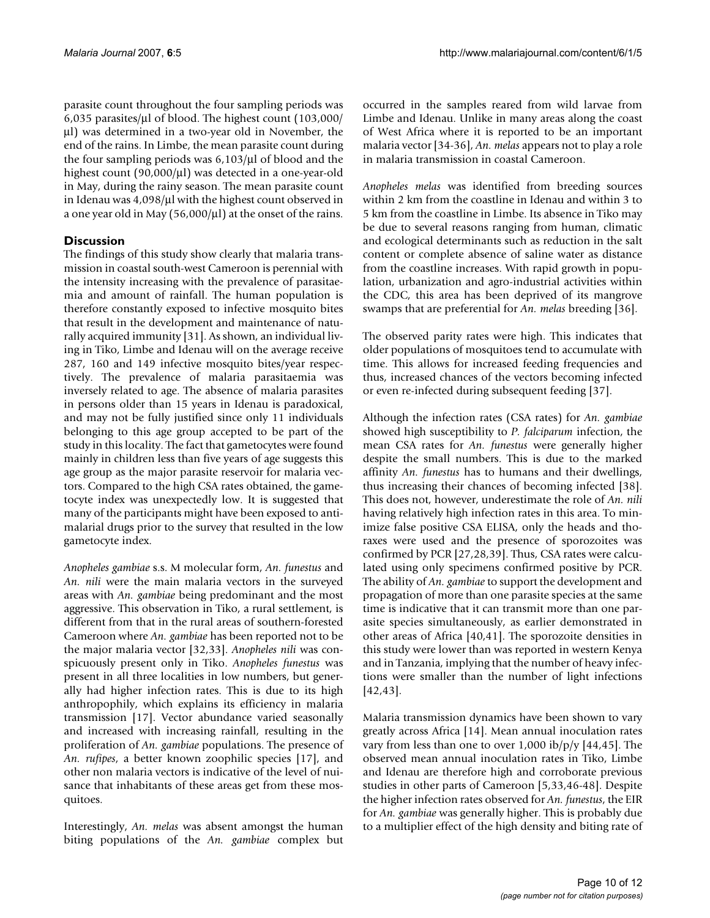parasite count throughout the four sampling periods was 6,035 parasites/µl of blood. The highest count (103,000/µl) was determined in a two-year old in November, the end of the rains. In Limbe, the mean parasite count during the four sampling periods was 6,103/µl of blood and the highest count (90,000/µl) was detected in a one-year-old in May, during the rainy season. The mean parasite count in Idenau was 4,098/µl with the highest count observed in a one year old in May (56,000/µl) at the onset of the rains.

## Discussion

The findings of this study show clearly that malaria transmission in coastal south-west Cameroon is perennial with the intensity increasing with the prevalence of parasitaemia and amount of rainfall. The human population is therefore constantly exposed to infective mosquito bites that result in the development and maintenance of naturally acquired immunity [31]. As shown, an individual living in Tiko, Limbe and Idenau will on the average receive 287, 160 and 149 infective mosquito bites/year respectively. The prevalence of malaria parasitaemia was inversely related to age. The absence of malaria parasites in persons older than 15 years in Idenau is paradoxical, and may not be fully justified since only 11 individuals belonging to this age group accepted to be part of the study in this locality. The fact that gametocytes were found mainly in children less than five years of age suggests this age group as the major parasite reservoir for malaria vectors. Compared to the high CSA rates obtained, the gametocyte index was unexpectedly low. It is suggested that many of the participants might have been exposed to antimalarial drugs prior to the survey that resulted in the low gametocyte index.

*Anopheles gambiae* s.s. M molecular form, *An. funestus* and *An. nili* were the main malaria vectors in the surveyed areas with *An. gambiae* being predominant and the most aggressive. This observation in Tiko, a rural settlement, is different from that in the rural areas of southern-forested Cameroon where *An. gambiae* has been reported not to be the major malaria vector [32,33]. *Anopheles nili* was conspicuously present only in Tiko. *Anopheles funestus* was present in all three localities in low numbers, but generally had higher infection rates. This is due to its high anthropophily, which explains its efficiency in malaria transmission [17]. Vector abundance varied seasonally and increased with increasing rainfall, resulting in the proliferation of *An. gambiae* populations. The presence of *An. rufipes*, a better known zoophilic species [17], and other non malaria vectors is indicative of the level of nuisance that inhabitants of these areas get from these mosquitoes.

Interestingly, *An. melas* was absent amongst the human biting populations of the *An. gambiae* complex but occurred in the samples reared from wild larvae from Limbe and Idenau. Unlike in many areas along the coast of West Africa where it is reported to be an important malaria vector [34-36], *An. melas* appears not to play a role in malaria transmission in coastal Cameroon.

*Anopheles melas* was identified from breeding sources within 2 km from the coastline in Idenau and within 3 to 5 km from the coastline in Limbe. Its absence in Tiko may be due to several reasons ranging from human, climatic and ecological determinants such as reduction in the salt content or complete absence of saline water as distance from the coastline increases. With rapid growth in population, urbanization and agro-industrial activities within the CDC, this area has been deprived of its mangrove swamps that are preferential for *An. melas* breeding [36].

The observed parity rates were high. This indicates that older populations of mosquitoes tend to accumulate with time. This allows for increased feeding frequencies and thus, increased chances of the vectors becoming infected or even re-infected during subsequent feeding [37].

Although the infection rates (CSA rates) for *An. gambiae* showed high susceptibility to *P. falciparum* infection, the mean CSA rates for *An. funestus* were generally higher despite the small numbers. This is due to the marked affinity *An. funestus* has to humans and their dwellings, thus increasing their chances of becoming infected [38]. This does not, however, underestimate the role of *An. nili* having relatively high infection rates in this area. To minimize false positive CSA ELISA, only the heads and thoraxes were used and the presence of sporozoites was confirmed by PCR [27,28,39]. Thus, CSA rates were calculated using only specimens confirmed positive by PCR. The ability of *An. gambiae* to support the development and propagation of more than one parasite species at the same time is indicative that it can transmit more than one parasite species simultaneously, as earlier demonstrated in other areas of Africa [40,41]. The sporozoite densities in this study were lower than was reported in western Kenya and in Tanzania, implying that the number of heavy infections were smaller than the number of light infections [42,43].

Malaria transmission dynamics have been shown to vary greatly across Africa [14]. Mean annual inoculation rates vary from less than one to over 1,000 ib/p/y [44,45]. The observed mean annual inoculation rates in Tiko, Limbe and Idenau are therefore high and corroborate previous studies in other parts of Cameroon [5,33,46-48]. Despite the higher infection rates observed for *An. funestus*, the EIR for *An. gambiae* was generally higher. This is probably due to a multiplier effect of the high density and biting rate of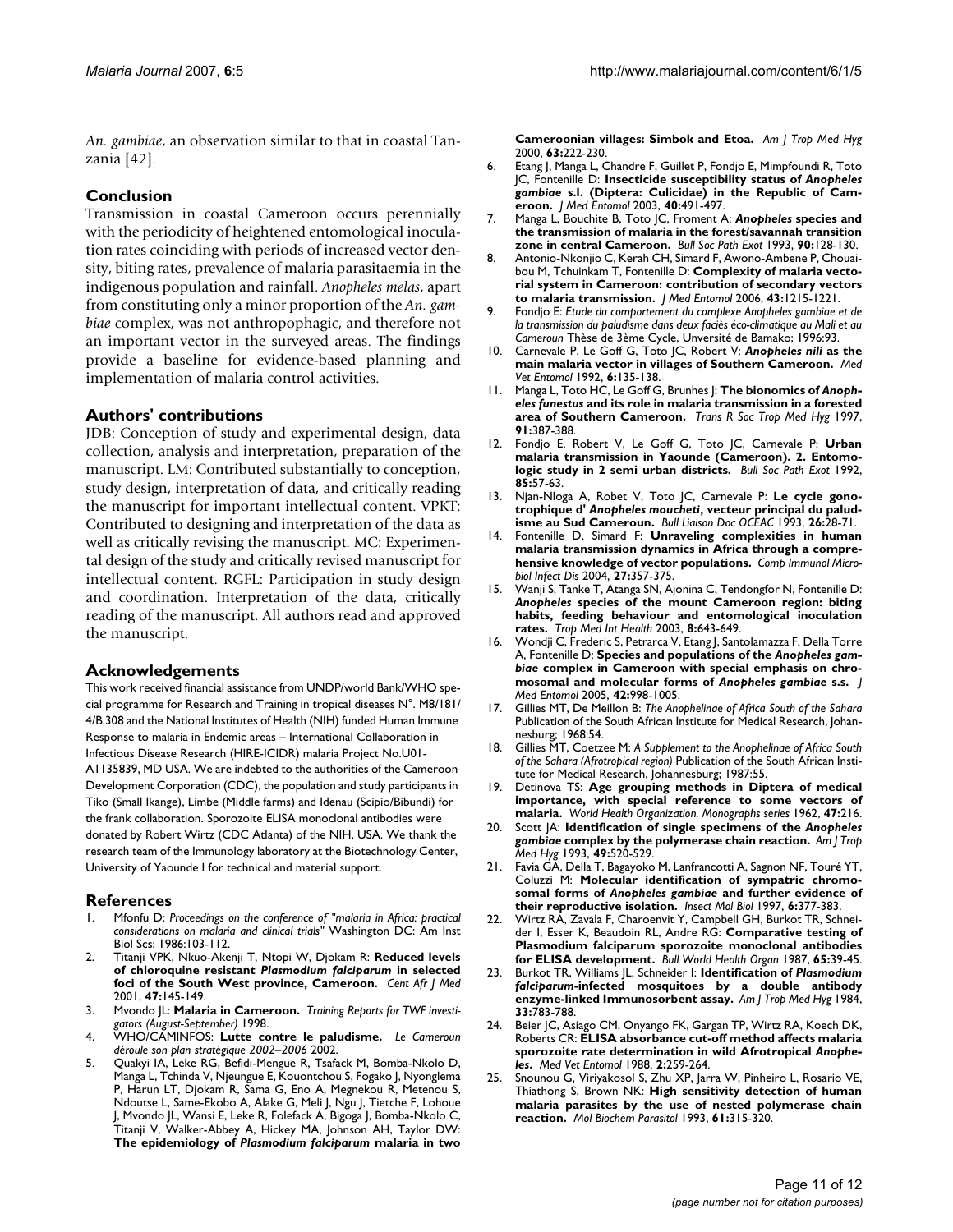*An. gambiae*, an observation similar to that in coastal Tanzania [42].

## Conclusion

Transmission in coastal Cameroon occurs perennially with the periodicity of heightened entomological inoculation rates coinciding with periods of increased vector density, biting rates, prevalence of malaria parasitaemia in the indigenous population and rainfall. *Anopheles melas*, apart from constituting only a minor proportion of the *An. gambiae* complex, was not anthropophagic, and therefore not an important vector in the surveyed areas. The findings provide a baseline for evidence-based planning and implementation of malaria control activities.

## Authors' contributions

JDB: Conception of study and experimental design, data collection, analysis and interpretation, preparation of the manuscript. LM: Contributed substantially to conception, study design, interpretation of data, and critically reading the manuscript for important intellectual content. VPKT: Contributed to designing and interpretation of the data as well as critically revising the manuscript. MC: Experimental design of the study and critically revised manuscript for intellectual content. RGFL: Participation in study design and coordination. Interpretation of the data, critically reading of the manuscript. All authors read and approved the manuscript.

## Acknowledgements

This work received financial assistance from UNDP/world Bank/WHO special programme for Research and Training in tropical diseases N°. M8/181/4/B.308 and the National Institutes of Health (NIH) funded Human Immune Response to malaria in Endemic areas – International Collaboration in Infectious Disease Research (HIRE-ICIDR) malaria Project No.U01-A1135839, MD USA. We are indebted to the authorities of the Cameroon Development Corporation (CDC), the population and study participants in Tiko (Small Ikange), Limbe (Middle farms) and Idenau (Scipio/Bibundi) for the frank collaboration. Sporozoite ELISA monoclonal antibodies were donated by Robert Wirtz (CDC Atlanta) of the NIH, USA. We thank the research team of the Immunology laboratory at the Biotechnology Center, University of Yaounde I for technical and material support.

## References

1. Mfonfu D: *Proceedings on the conference of "malaria in Africa: practical considerations on malaria and clinical trials"* Washington DC: Am Inst Biol Scs; 1986:103-112.
2. Titanji VPK, Nkuo-Akenji T, Ntopi W, Djokam R: **Reduced levels of chloroquine resistant *Plasmodium falciparum* in selected foci of the South West province, Cameroon.** *Cent Afr J Med* 2001, **47:**145-149.
3. Mvondo JL: **Malaria in Cameroon.** *Training Reports for TWF investigators (August-September)* 1998.
4. WHO/CAMINFOS: **Lutte contre le paludisme.** *Le Cameroun déroule son plan stratégique 2002–2006* 2002.
5. Quakyi IA, Leke RG, Befidi-Mengue R, Tsafack M, Bomba-Nkolo D, Manga L, Tchinda V, Njeungue E, Kouontchou S, Fogako J, Nyonglema P, Harun LT, Djokam R, Sama G, Eno A, Megnekou R, Metenou S, Ndoutse L, Same-Ekobo A, Alake G, Meli J, Ngu J, Tietche F, Lohoue J, Mvondo JL, Wansi E, Leke R, Folefack A, Bigoga J, Bomba-Nkolo C, Titanji V, Walker-Abbey A, Hickey MA, Johnson AH, Taylor DW: **The epidemiology of *Plasmodium falciparum* malaria in two Cameroonian villages: Simbok and Etoa.** *Am J Trop Med Hyg* 2000, **63:**222-230.
6. Etang J, Manga L, Chandre F, Guillet P, Fondjo E, Mimpfoundi R, Toto JC, Fontenille D: **Insecticide susceptibility status of *Anopheles gambiae* s.l. (Diptera: Culicidae) in the Republic of Cameroon.** *J Med Entomol* 2003, **40:**491-497.
7. Manga L, Bouchite B, Toto JC, Froment A: ***Anopheles* species and the transmission of malaria in the forest/savannah transition zone in central Cameroon.** *Bull Soc Path Exot* 1993, **90:**128-130.
8. Antonio-Nkonjio C, Kerah CH, Simard F, Awono-Ambene P, Chouaibou M, Tchuinkam T, Fontenille D: **Complexity of malaria vectorial system in Cameroon: contribution of secondary vectors to malaria transmission.** *J Med Entomol* 2006, **43:**1215-1221.
9. Fondjo E: *Etude du comportement du complexe Anopheles gambiae et de la transmission du paludisme dans deux faciès éco-climatique au Mali et au Cameroun* Thèse de 3ème Cycle, Unversité de Bamako; 1996:93.
10. Carnevale P, Le Goff G, Toto JC, Robert V: ***Anopheles nili* as the main malaria vector in villages of Southern Cameroon.** *Med Vet Entomol* 1992, **6:**135-138.
11. Manga L, Toto HC, Le Goff G, Brunhes J: **The bionomics of *Anopheles funestus* and its role in malaria transmission in a forested area of Southern Cameroon.** *Trans R Soc Trop Med Hyg* 1997, **91:**387-388.
12. Fondjo E, Robert V, Le Goff G, Toto JC, Carnevale P: **Urban malaria transmission in Yaounde (Cameroon). 2. Entomologic study in 2 semi urban districts.** *Bull Soc Path Exot* 1992, **85:**57-63.
13. Njan-Nloga A, Robet V, Toto JC, Carnevale P: **Le cycle gonotrophique d' *Anopheles moucheti*, vecteur principal du paludisme au Sud Cameroun.** *Bull Liaison Doc OCEAC* 1993, **26:**28-71.
14. Fontenille D, Simard F: **Unraveling complexities in human malaria transmission dynamics in Africa through a comprehensive knowledge of vector populations.** *Comp Immunol Microbiol Infect Dis* 2004, **27:**357-375.
15. Wanji S, Tanke T, Atanga SN, Ajonina C, Tendongfor N, Fontenille D: ***Anopheles* species of the mount Cameroon region: biting habits, feeding behaviour and entomological inoculation rates.** *Trop Med Int Health* 2003, **8:**643-649.
16. Wondji C, Frederic S, Petrarca V, Etang J, Santolamazza F, Della Torre A, Fontenille D: **Species and populations of the *Anopheles gambiae* complex in Cameroon with special emphasis on chromosomal and molecular forms of *Anopheles gambiae* s.s.** *J Med Entomol* 2005, **42:**998-1005.
17. Gillies MT, De Meillon B: *The Anophelinae of Africa South of the Sahara* Publication of the South African Institute for Medical Research, Johannesburg; 1968:54.
18. Gillies MT, Coetzee M: *A Supplement to the Anophelinae of Africa South of the Sahara (Afrotropical region)* Publication of the South African Institute for Medical Research, Johannesburg; 1987:55.
19. Detinova TS: **Age grouping methods in Diptera of medical importance, with special reference to some vectors of malaria.** *World Health Organization. Monographs series* 1962, **47:**216.
20. Scott JA: **Identification of single specimens of the *Anopheles gambiae* complex by the polymerase chain reaction.** *Am J Trop Med Hyg* 1993, **49:**520-529.
21. Favia GA, Della T, Bagayoko M, Lanfrancotti A, Sagnon NF, Touré YT, Coluzzi M: **Molecular identification of sympatric chromosomal forms of *Anopheles gambiae* and further evidence of their reproductive isolation.** *Insect Mol Biol* 1997, **6:**377-383.
22. Wirtz RA, Zavala F, Charoenvit Y, Campbell GH, Burkot TR, Schneider I, Esser K, Beaudoin RL, Andre RG: **Comparative testing of Plasmodium falciparum sporozoite monoclonal antibodies for ELISA development.** *Bull World Health Organ* 1987, **65:**39-45.
23. Burkot TR, Williams JL, Schneider I: **Identification of *Plasmodium falciparum*-infected mosquitoes by a double antibody enzyme-linked Immunosorbent assay.** *Am J Trop Med Hyg* 1984, **33:**783-788.
24. Beier JC, Asiago CM, Onyango FK, Gargan TP, Wirtz RA, Koech DK, Roberts CR: **ELISA absorbance cut-off method affects malaria sporozoite rate determination in wild Afrotropical *Anopheles*.** *Med Vet Entomol* 1988, **2:**259-264.
25. Snounou G, Viriyakosol S, Zhu XP, Jarra W, Pinheiro L, Rosario VE, Thiathong S, Brown NK: **High sensitivity detection of human malaria parasites by the use of nested polymerase chain reaction.** *Mol Biochem Parasitol* 1993, **61:**315-320.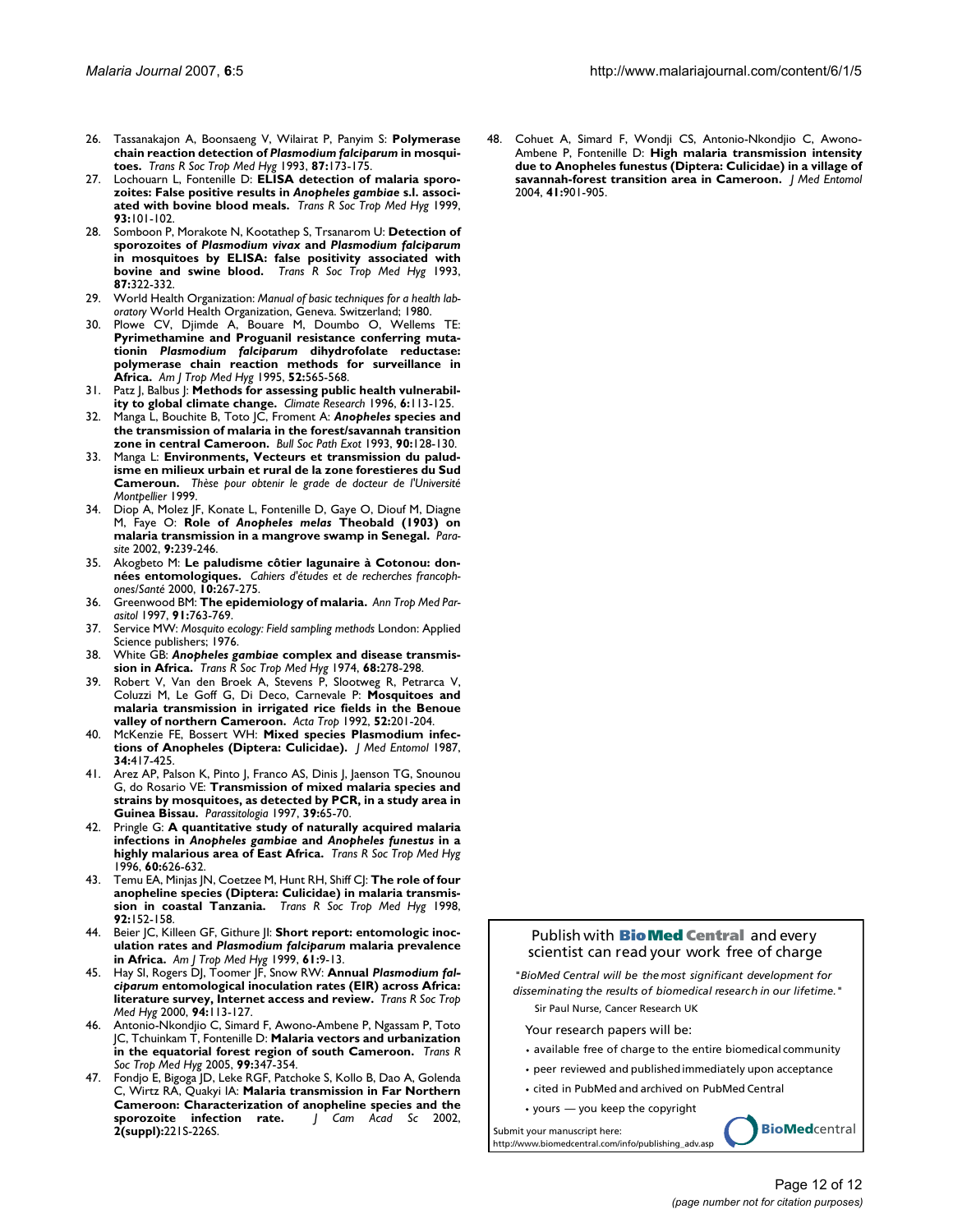26. Tassanakajon A, Boonsaeng V, Wilairat P, Panyim S: **Polymerase chain reaction detection of *Plasmodium falciparum* in mosquitoes.** *Trans R Soc Trop Med Hyg* 1993, **87:**173-175.
27. Lochouarn L, Fontenille D: **ELISA detection of malaria sporozoites: False positive results in *Anopheles gambiae* s.l. associated with bovine blood meals.** *Trans R Soc Trop Med Hyg* 1999, **93:**101-102.
28. Somboon P, Morakote N, Kootathep S, Trsanarom U: **Detection of sporozoites of *Plasmodium vivax* and *Plasmodium falciparum* in mosquitoes by ELISA: false positivity associated with bovine and swine blood.** *Trans R Soc Trop Med Hyg* 1993, **87:**322-332.
29. World Health Organization: *Manual of basic techniques for a health laboratory* World Health Organization, Geneva. Switzerland; 1980.
30. Plowe CV, Djimde A, Bouare M, Doumbo O, Wellems TE: **Pyrimethamine and Proguanil resistance conferring mutationin *Plasmodium falciparum* dihydrofolate reductase: polymerase chain reaction methods for surveillance in Africa.** *Am J Trop Med Hyg* 1995, **52:**565-568.
31. Patz J, Balbus J: **Methods for assessing public health vulnerability to global climate change.** *Climate Research* 1996, **6:**113-125.
32. Manga L, Bouchite B, Toto JC, Froment A: ***Anopheles* species and the transmission of malaria in the forest/savannah transition zone in central Cameroon.** *Bull Soc Path Exot* 1993, **90:**128-130.
33. Manga L: **Environments, Vecteurs et transmission du paludisme en milieux urbain et rural de la zone forestieres du Sud Cameroun.** *Thèse pour obtenir le grade de docteur de l'Université Montpellier* 1999.
34. Diop A, Molez JF, Konate L, Fontenille D, Gaye O, Diouf M, Diagne M, Faye O: **Role of *Anopheles melas* Theobald (1903) on malaria transmission in a mangrove swamp in Senegal.** *Parasite* 2002, **9:**239-246.
35. Akogbeto M: **Le paludisme côtier lagunaire à Cotonou: données entomologiques.** *Cahiers d'études et de recherches francophones/Santé* 2000, **10:**267-275.
36. Greenwood BM: **The epidemiology of malaria.** *Ann Trop Med Parasitol* 1997, **91:**763-769.
37. Service MW: *Mosquito ecology: Field sampling methods* London: Applied Science publishers; 1976.
38. White GB: ***Anopheles gambiae* complex and disease transmission in Africa.** *Trans R Soc Trop Med Hyg* 1974, **68:**278-298.
39. Robert V, Van den Broek A, Stevens P, Slootweg R, Petrarca V, Coluzzi M, Le Goff G, Di Deco, Carnevale P: **Mosquitoes and malaria transmission in irrigated rice fields in the Benoue valley of northern Cameroon.** *Acta Trop* 1992, **52:**201-204.
40. McKenzie FE, Bossert WH: **Mixed species Plasmodium infections of Anopheles (Diptera: Culicidae).** *J Med Entomol* 1987, **34:**417-425.
41. Arez AP, Palson K, Pinto J, Franco AS, Dinis J, Jaenson TG, Snounou G, do Rosario VE: **Transmission of mixed malaria species and strains by mosquitoes, as detected by PCR, in a study area in Guinea Bissau.** *Parassitologia* 1997, **39:**65-70.
42. Pringle G: **A quantitative study of naturally acquired malaria infections in *Anopheles gambiae* and *Anopheles funestus* in a highly malarious area of East Africa.** *Trans R Soc Trop Med Hyg* 1996, **60:**626-632.
43. Temu EA, Minjas JN, Coetzee M, Hunt RH, Shiff CJ: **The role of four anopheline species (Diptera: Culicidae) in malaria transmission in coastal Tanzania.** *Trans R Soc Trop Med Hyg* 1998, **92:**152-158.
44. Beier JC, Killeen GF, Githure JI: **Short report: entomologic inoculation rates and *Plasmodium falciparum* malaria prevalence in Africa.** *Am J Trop Med Hyg* 1999, **61:**9-13.
45. Hay SI, Rogers DJ, Toomer JF, Snow RW: **Annual *Plasmodium falciparum* entomological inoculation rates (EIR) across Africa: literature survey, Internet access and review.** *Trans R Soc Trop Med Hyg* 2000, **94:**113-127.
46. Antonio-Nkondjio C, Simard F, Awono-Ambene P, Ngassam P, Toto JC, Tchuinkam T, Fontenille D: **Malaria vectors and urbanization in the equatorial forest region of south Cameroon.** *Trans R Soc Trop Med Hyg* 2005, **99:**347-354.
47. Fondjo E, Bigoga JD, Leke RGF, Patchoke S, Kollo B, Dao A, Golenda C, Wirtz RA, Quakyi IA: **Malaria transmission in Far Northern Cameroon: Characterization of anopheline species and the sporozoite infection rate.** *J Cam Acad Sc* 2002, **2(suppl):**221S-226S.
48. Cohuet A, Simard F, Wondji CS, Antonio-Nkondjio C, Awono-Ambene P, Fontenille D: **High malaria transmission intensity due to Anopheles funestus (Diptera: Culicidae) in a village of savannah-forest transition area in Cameroon.** *J Med Entomol* 2004, **41:**901-905.

Publish with **BioMed Central** and every scientist can read your work free of charge

*"BioMed Central will be the most significant development for disseminating the results of biomedical research in our lifetime."*
Sir Paul Nurse, Cancer Research UK

Your research papers will be:

- available free of charge to the entire biomedical community
- peer reviewed and published immediately upon acceptance
- cited in PubMed and archived on PubMed Central
- yours — you keep the copyright

Submit your manuscript here:
http://www.biomedcentral.com/info/publishing_adv.asp

BioMedcentral